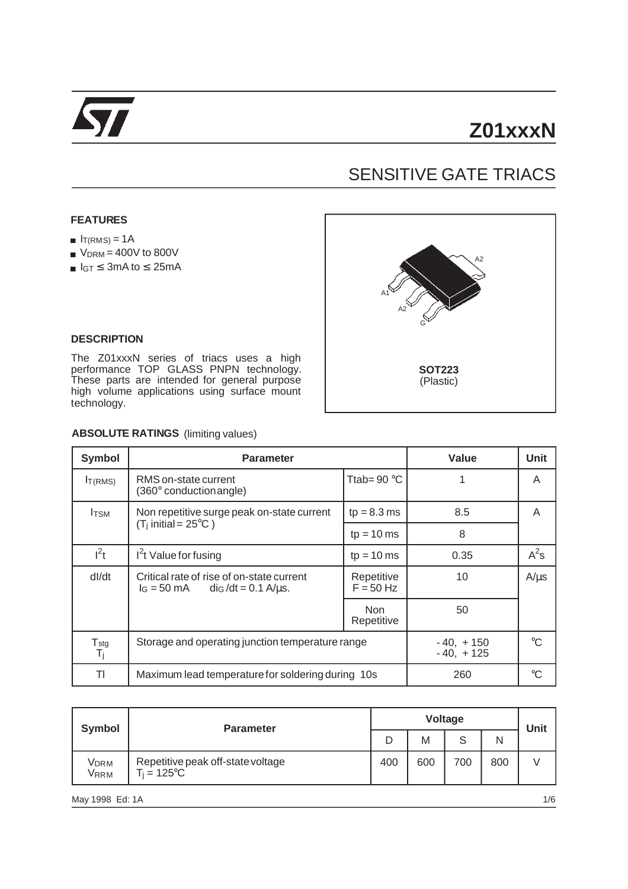# Z01xxxN

## SENSITIVE GATE TRIACS

### FEATURES

- $I_{T(RMS)}$ = 1A
- $V_{DRM}$ = 400V to 800V
- $I_{GT}$ ≤ 3mA to ≤ 25mA

### DESCRIPTION

The Z01xxxN series of triacs uses a high performance TOP GLASS PNPN technology. These parts are intended for general purpose high volume applications using surface mount technology.

A2
A1
A2
G

**SOT223**
(Plastic)

### ABSOLUTE RATINGS (limiting values)

| Symbol | Parameter | | Value | Unit |
|---|---|---|---|---|
| $I_{T(RMS)}$ | RMS on-state current (360° conduction angle) | Ttab= 90 °C | 1 | A |
| $I_{TSM}$ | Non repetitive surge peak on-state current ($T_j$ initial = 25°C ) | tp = 8.3 ms | 8.5 | A |
| | | tp = 10 ms | 8 | |
| $I^2t$ | $I^2t$ Value for fusing | tp = 10 ms | 0.35 | $A^2s$ |
| dI/dt | Critical rate of rise of on-state current $I_G$ = 50 mA $dI_G/dt$ = 0.1 A/µs. | Repetitive F = 50 Hz | 10 | A/µs |
| | | Non Repetitive | 50 | |
| $T_{stg}$ $T_j$ | Storage and operating junction temperature range | | - 40, + 150 - 40, + 125 | °C |
| Tl | Maximum lead temperature for soldering during 10s | | 260 | °C |

| Symbol | Parameter | Voltage | | | | Unit |
|---|---|---|---|---|---|---|
| | | D | M | S | N | |
| $V_{DRM}$ $V_{RRM}$ | Repetitive peak off-state voltage $T_j$ = 125°C | 400 | 600 | 700 | 800 | V |

May 1998 Ed: 1A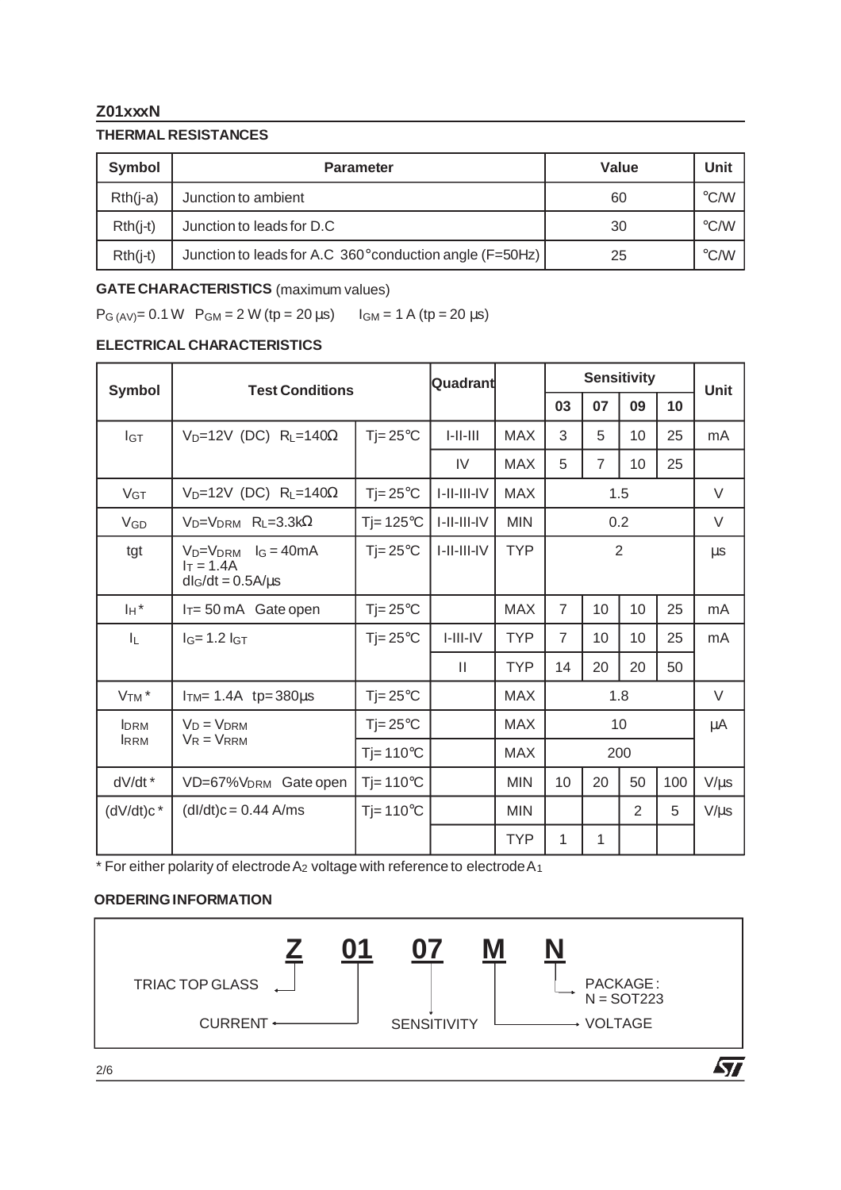## Z01xxxN

### THERMAL RESISTANCES

| Symbol | Parameter | Value | Unit |
|---|---|---|---|
| Rth(j-a) | Junction to ambient | 60 | °C/W |
| Rth(j-t) | Junction to leads for D.C | 30 | °C/W |
| Rth(j-t) | Junction to leads for A.C 360° conduction angle (F=50Hz) | 25 | °C/W |

### GATE CHARACTERISTICS (maximum values)

$P_{G\,(AV)}$ = 0.1 W $P_{GM}$ = 2 W (tp = 20 µs) $I_{GM}$ = 1 A (tp = 20 µs)

### ELECTRICAL CHARACTERISTICS

| Symbol | Test Conditions | | Quadrant | | Sensitivity | | | | Unit |
|---|---|---|---|---|---|---|---|---|---|
| | | | | | 03 | 07 | 09 | 10 | |
| $I_{GT}$ | $V_D$=12V (DC) $R_L$=140Ω | Tj= 25°C | I-II-III | MAX | 3 | 5 | 10 | 25 | mA |
| | | | IV | MAX | 5 | 7 | 10 | 25 | |
| $V_{GT}$ | $V_D$=12V (DC) $R_L$=140Ω | Tj= 25°C | I-II-III-IV | MAX | 1.5 | | | | V |
| $V_{GD}$ | $V_D$=$V_{DRM}$ $R_L$=3.3kΩ | Tj= 125°C | I-II-III-IV | MIN | 0.2 | | | | V |
| tgt | $V_D$=$V_{DRM}$ $I_G$ = 40mA $I_T$ = 1.4A $dI_G/dt$ = 0.5A/µs | Tj= 25°C | I-II-III-IV | TYP | 2 | | | | µs |
| $I_H$ * | $I_T$= 50 mA Gate open | Tj= 25°C | | MAX | 7 | 10 | 10 | 25 | mA |
| $I_L$ | $I_G$= 1.2 $I_{GT}$ | Tj= 25°C | I-III-IV | TYP | 7 | 10 | 10 | 25 | mA |
| | | | II | TYP | 14 | 20 | 20 | 50 | |
| $V_{TM}$ * | $I_{TM}$= 1.4A tp= 380µs | Tj= 25°C | | MAX | 1.8 | | | | V |
| $I_{DRM}$ $I_{RRM}$ | $V_D$ = $V_{DRM}$ $V_R$ = $V_{RRM}$ | Tj= 25°C | | MAX | 10 | | | | µA |
| | | Tj= 110°C | | MAX | 200 | | | | |
| dV/dt * | VD=67%$V_{DRM}$ Gate open | Tj= 110°C | | MIN | 10 | 20 | 50 | 100 | V/µs |
| (dV/dt)c * | (dI/dt)c = 0.44 A/ms | Tj= 110°C | | MIN | | | 2 | 5 | V/µs |
| | | | | TYP | 1 | 1 | | | |

\* For either polarity of electrode $A_2$ voltage with reference to electrode $A_1$

### ORDERING INFORMATION

**Z 01 07 M N**

- Z: TRIAC TOP GLASS
- 01: CURRENT
- 07: SENSITIVITY
- M: VOLTAGE
- N: PACKAGE : N = SOT223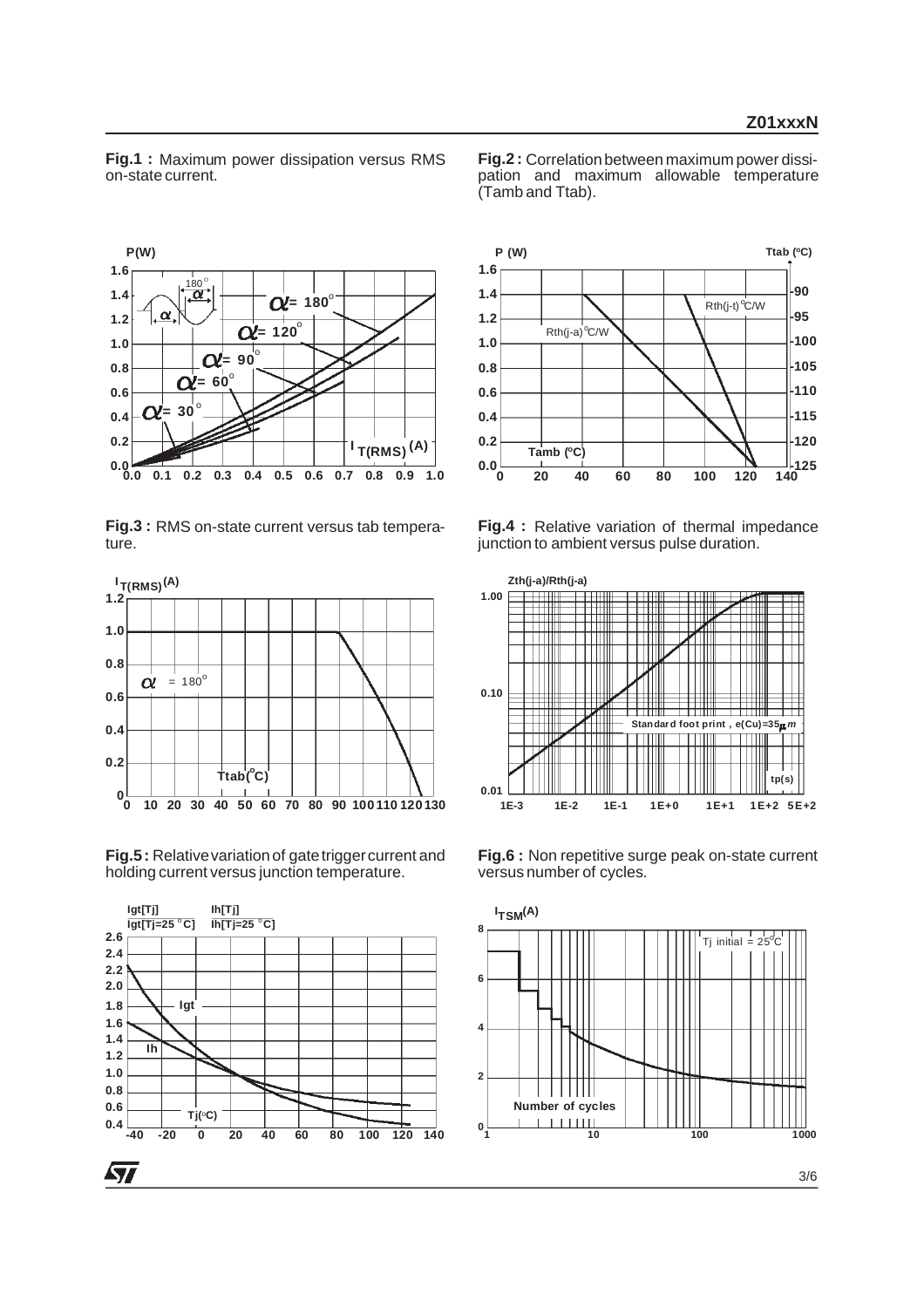**Fig.1 :** Maximum power dissipation versus RMS on-state current.

**Fig.2 :** Correlation between maximum power dissipation and maximum allowable temperature (Tamb and Ttab).

**Fig.3 :** RMS on-state current versus tab temperature.

**Fig.4 :** Relative variation of thermal impedance junction to ambient versus pulse duration.

**Fig.5 :** Relative variation of gate trigger current and holding current versus junction temperature.

**Fig.6 :** Non repetitive surge peak on-state current versus number of cycles.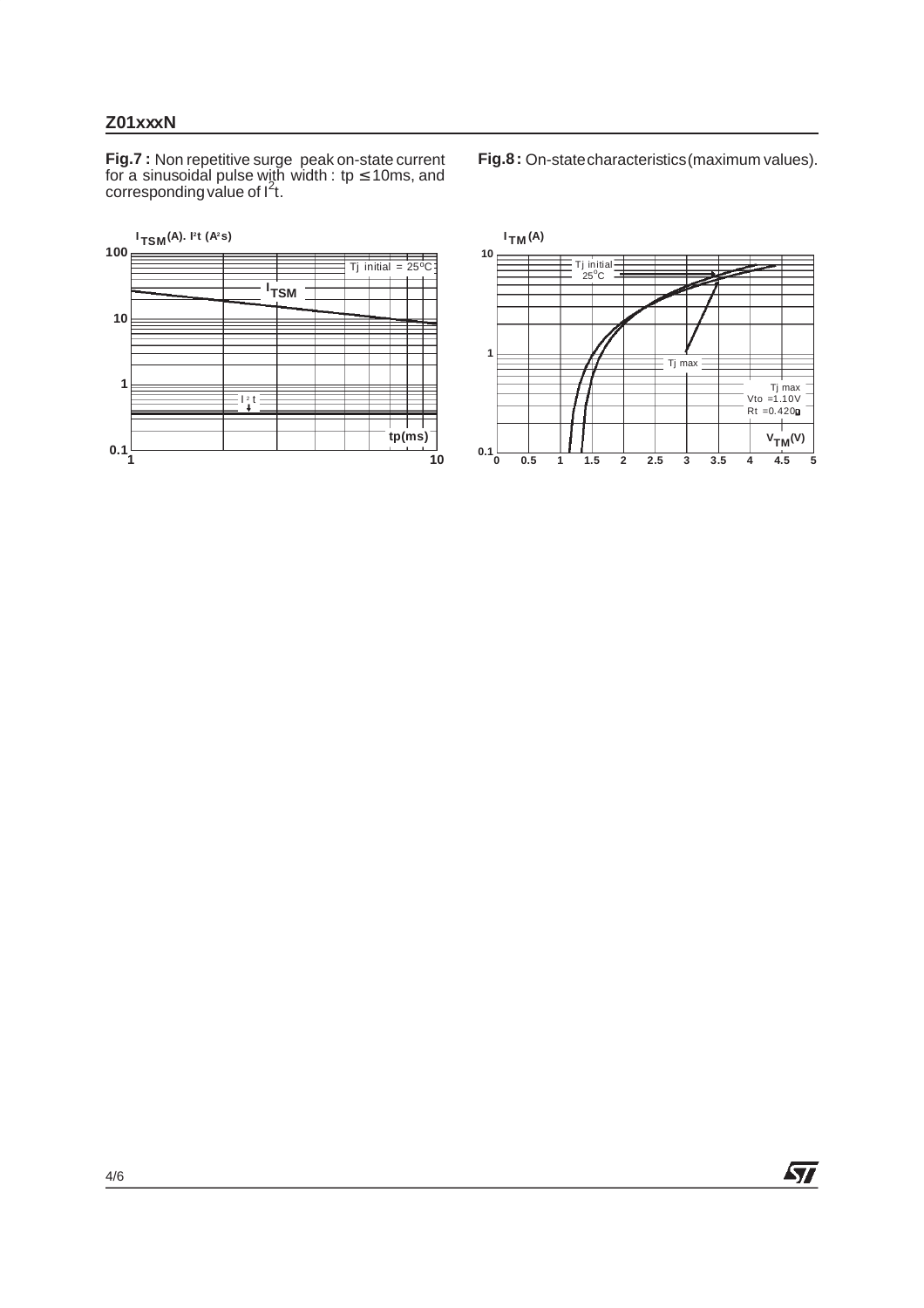**Fig.7 :** Non repetitive surge peak on-state current for a sinusoidal pulse with width : tp ≤ 10ms, and corresponding value of $I^2t$.

$I_{TSM}$(A). $I^2t$ ($A^2s$)

Tj initial = 25°C

$I_{TSM}$

$I^2t$

tp(ms)

**Fig.8 :** On-state characteristics (maximum values).

$I_{TM}$ (A)

Tj initial 25°C

Tj max

Tj max
Vto = 1.10V
Rt = 0.420Ω

$V_{TM}$(V)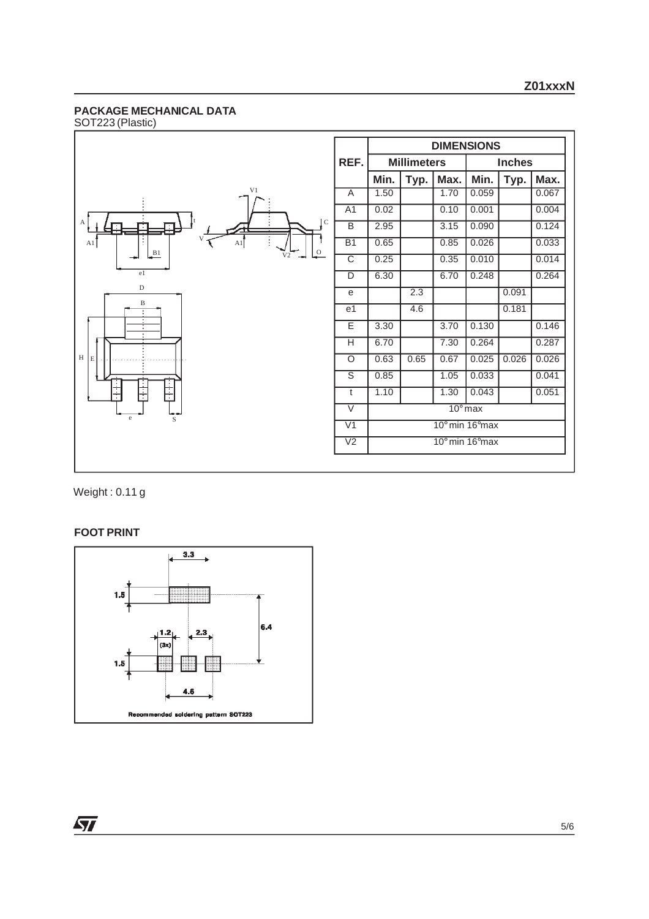## PACKAGE MECHANICAL DATA

SOT223 (Plastic)

| REF. | DIMENSIONS | | | | | |
|---|---|---|---|---|---|---|
| | Millimeters | | | Inches | | |
| | Min. | Typ. | Max. | Min. | Typ. | Max. |
| A | 1.50 | | 1.70 | 0.059 | | 0.067 |
| A1 | 0.02 | | 0.10 | 0.001 | | 0.004 |
| B | 2.95 | | 3.15 | 0.090 | | 0.124 |
| B1 | 0.65 | | 0.85 | 0.026 | | 0.033 |
| C | 0.25 | | 0.35 | 0.010 | | 0.014 |
| D | 6.30 | | 6.70 | 0.248 | | 0.264 |
| e | | 2.3 | | | 0.091 | |
| e1 | | 4.6 | | | 0.181 | |
| E | 3.30 | | 3.70 | 0.130 | | 0.146 |
| H | 6.70 | | 7.30 | 0.264 | | 0.287 |
| O | 0.63 | 0.65 | 0.67 | 0.025 | 0.026 | 0.026 |
| S | 0.85 | | 1.05 | 0.033 | | 0.041 |
| t | 1.10 | | 1.30 | 0.043 | | 0.051 |
| V | 10° max | | | | | |
| V1 | 10° min 16°max | | | | | |
| V2 | 10° min 16°max | | | | | |

Weight : 0.11 g

### FOOT PRINT

Recommended soldering pattern SOT223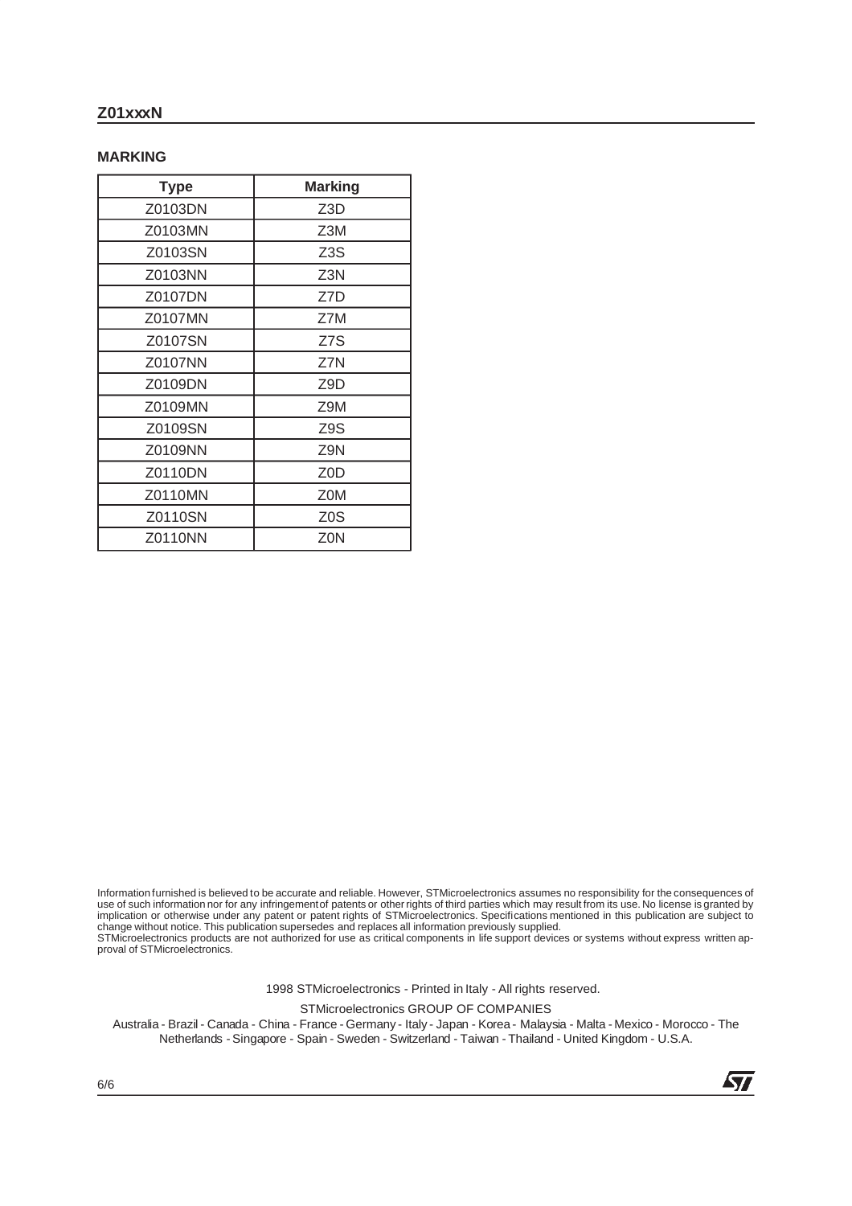## MARKING

| Type | Marking |
| --- | --- |
| Z0103DN | Z3D |
| Z0103MN | Z3M |
| Z0103SN | Z3S |
| Z0103NN | Z3N |
| Z0107DN | Z7D |
| Z0107MN | Z7M |
| Z0107SN | Z7S |
| Z0107NN | Z7N |
| Z0109DN | Z9D |
| Z0109MN | Z9M |
| Z0109SN | Z9S |
| Z0109NN | Z9N |
| Z0110DN | Z0D |
| Z0110MN | Z0M |
| Z0110SN | Z0S |
| Z0110NN | Z0N |

Information furnished is believed to be accurate and reliable. However, STMicroelectronics assumes no responsibility for the consequences of use of such information nor for any infringement of patents or other rights of third parties which may result from its use. No license is granted by implication or otherwise under any patent or patent rights of STMicroelectronics. Specifications mentioned in this publication are subject to change without notice. This publication supersedes and replaces all information previously supplied.
STMicroelectronics products are not authorized for use as critical components in life support devices or systems without express written approval of STMicroelectronics.

1998 STMicroelectronics - Printed in Italy - All rights reserved.

STMicroelectronics GROUP OF COMPANIES

Australia - Brazil - Canada - China - France - Germany - Italy - Japan - Korea - Malaysia - Malta - Mexico - Morocco - The Netherlands - Singapore - Spain - Sweden - Switzerland - Taiwan - Thailand - United Kingdom - U.S.A.